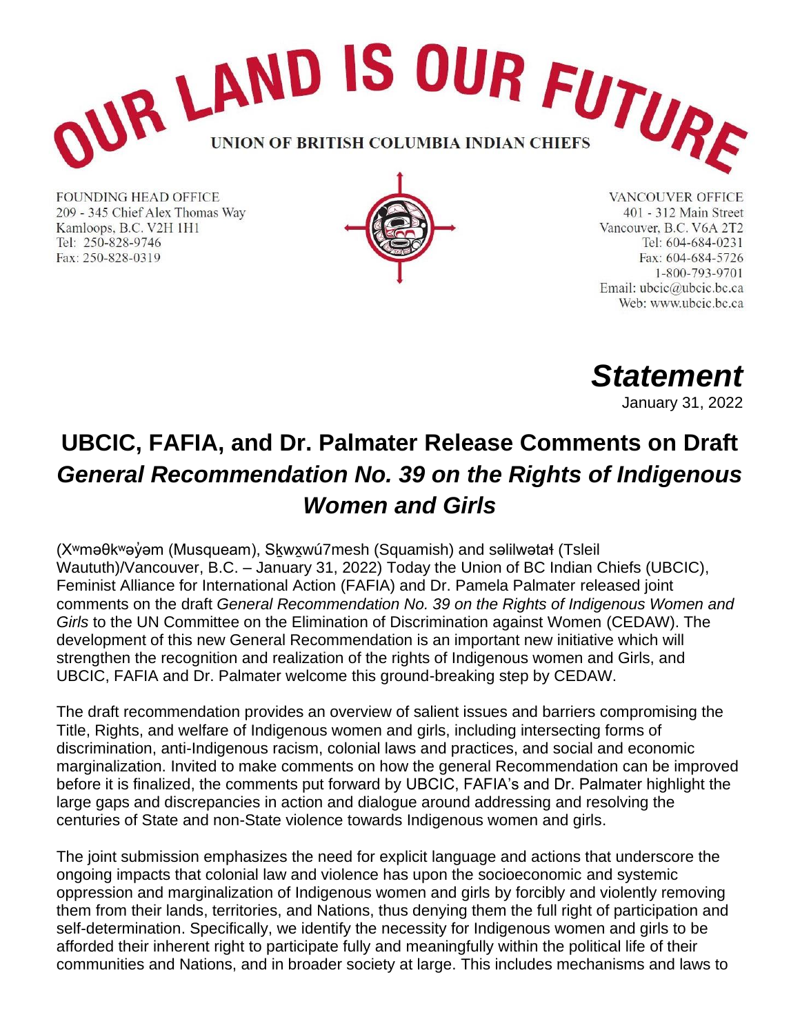# OUR LAND IS OUR FUTURE

UNION OF BRITISH COLUMBIA INDIAN CHIEFS

FOUNDING HEAD OFFICE
209 - 345 Chief Alex Thomas Way
Kamloops, B.C. V2H 1H1
Tel: 250-828-9746
Fax: 250-828-0319

VANCOUVER OFFICE
401 - 312 Main Street
Vancouver, B.C. V6A 2T2
Tel: 604-684-0231
Fax: 604-684-5726
1-800-793-9701
Email: ubcic@ubcic.bc.ca
Web: www.ubcic.bc.ca

***Statement***

January 31, 2022

## UBCIC, FAFIA, and Dr. Palmater Release Comments on Draft *General Recommendation No. 39 on the Rights of Indigenous Women and Girls*

(Xʷməθkʷəy̓əm (Musqueam), Sḵwx̱wú7mesh (Squamish) and səlilwətaɬ (Tsleil Waututh)/Vancouver, B.C. – January 31, 2022) Today the Union of BC Indian Chiefs (UBCIC), Feminist Alliance for International Action (FAFIA) and Dr. Pamela Palmater released joint comments on the draft *General Recommendation No. 39 on the Rights of Indigenous Women and Girls* to the UN Committee on the Elimination of Discrimination against Women (CEDAW). The development of this new General Recommendation is an important new initiative which will strengthen the recognition and realization of the rights of Indigenous women and Girls, and UBCIC, FAFIA and Dr. Palmater welcome this ground-breaking step by CEDAW.

The draft recommendation provides an overview of salient issues and barriers compromising the Title, Rights, and welfare of Indigenous women and girls, including intersecting forms of discrimination, anti-Indigenous racism, colonial laws and practices, and social and economic marginalization. Invited to make comments on how the general Recommendation can be improved before it is finalized, the comments put forward by UBCIC, FAFIA's and Dr. Palmater highlight the large gaps and discrepancies in action and dialogue around addressing and resolving the centuries of State and non-State violence towards Indigenous women and girls.

The joint submission emphasizes the need for explicit language and actions that underscore the ongoing impacts that colonial law and violence has upon the socioeconomic and systemic oppression and marginalization of Indigenous women and girls by forcibly and violently removing them from their lands, territories, and Nations, thus denying them the full right of participation and self-determination. Specifically, we identify the necessity for Indigenous women and girls to be afforded their inherent right to participate fully and meaningfully within the political life of their communities and Nations, and in broader society at large. This includes mechanisms and laws to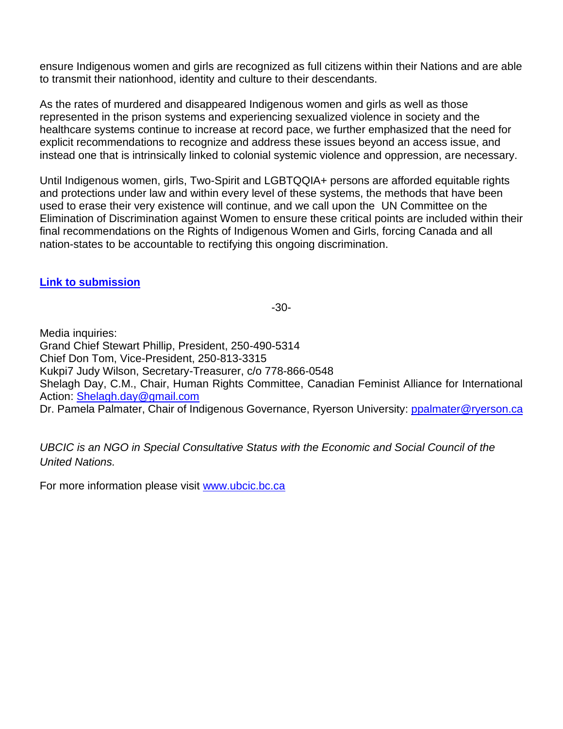ensure Indigenous women and girls are recognized as full citizens within their Nations and are able to transmit their nationhood, identity and culture to their descendants.

As the rates of murdered and disappeared Indigenous women and girls as well as those represented in the prison systems and experiencing sexualized violence in society and the healthcare systems continue to increase at record pace, we further emphasized that the need for explicit recommendations to recognize and address these issues beyond an access issue, and instead one that is intrinsically linked to colonial systemic violence and oppression, are necessary.

Until Indigenous women, girls, Two-Spirit and LGBTQQIA+ persons are afforded equitable rights and protections under law and within every level of these systems, the methods that have been used to erase their very existence will continue, and we call upon the UN Committee on the Elimination of Discrimination against Women to ensure these critical points are included within their final recommendations on the Rights of Indigenous Women and Girls, forcing Canada and all nation-states to be accountable to rectifying this ongoing discrimination.

**Link to submission**

-30-

Media inquiries:
Grand Chief Stewart Phillip, President, 250-490-5314
Chief Don Tom, Vice-President, 250-813-3315
Kukpi7 Judy Wilson, Secretary-Treasurer, c/o 778-866-0548
Shelagh Day, C.M., Chair, Human Rights Committee, Canadian Feminist Alliance for International Action: Shelagh.day@gmail.com
Dr. Pamela Palmater, Chair of Indigenous Governance, Ryerson University: ppalmater@ryerson.ca

*UBCIC is an NGO in Special Consultative Status with the Economic and Social Council of the United Nations.*

For more information please visit www.ubcic.bc.ca